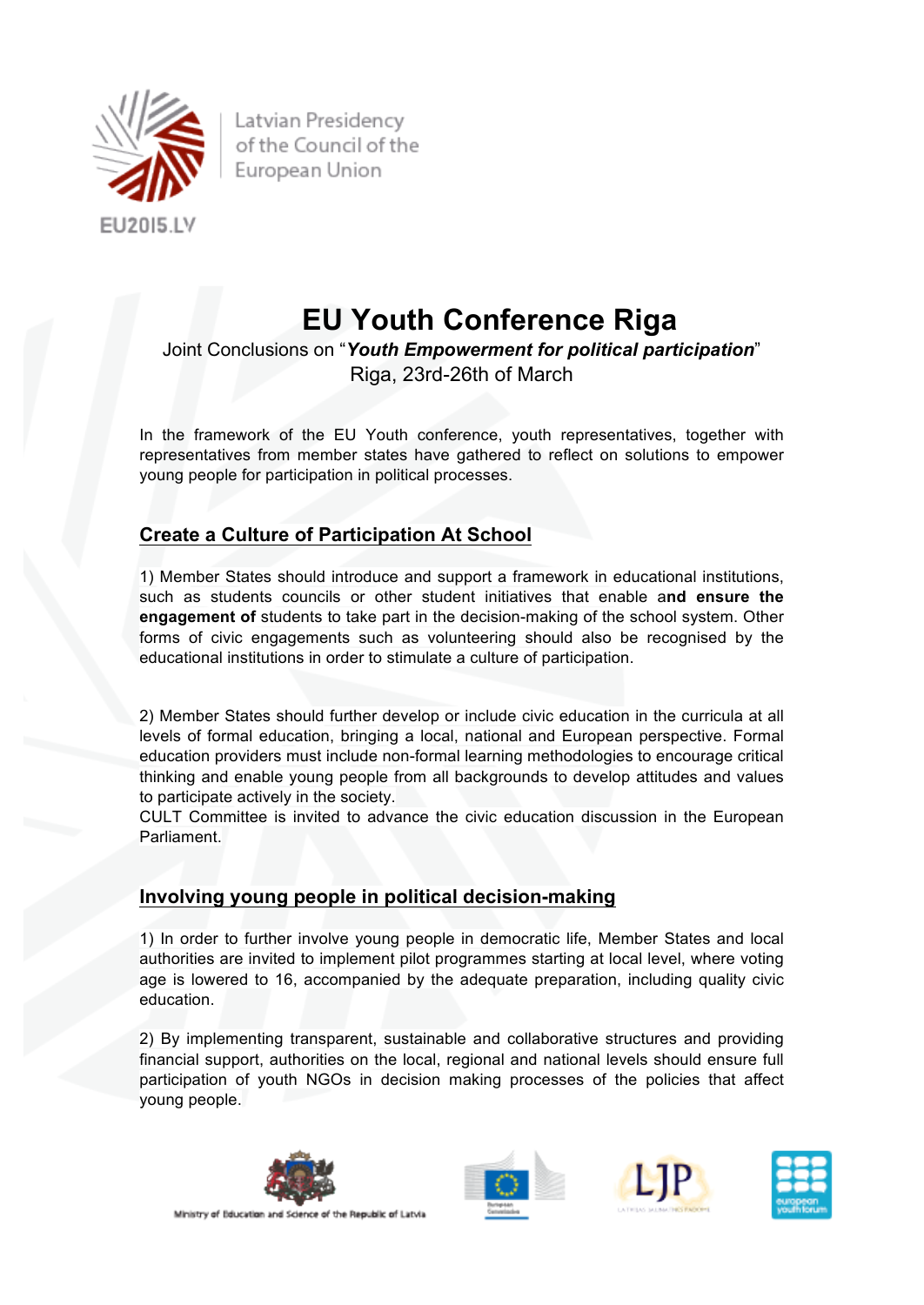Latvian Presidency of the Council of the European Union

EU2015.LV

# EU Youth Conference Riga

Joint Conclusions on "***Youth Empowerment for political participation***"
Riga, 23rd-26th of March

In the framework of the EU Youth conference, youth representatives, together with representatives from member states have gathered to reflect on solutions to empower young people for participation in political processes.

## Create a Culture of Participation At School

1) Member States should introduce and support a framework in educational institutions, such as students councils or other student initiatives that enable a**nd ensure the engagement of** students to take part in the decision-making of the school system. Other forms of civic engagements such as volunteering should also be recognised by the educational institutions in order to stimulate a culture of participation.

2) Member States should further develop or include civic education in the curricula at all levels of formal education, bringing a local, national and European perspective. Formal education providers must include non-formal learning methodologies to encourage critical thinking and enable young people from all backgrounds to develop attitudes and values to participate actively in the society.
CULT Committee is invited to advance the civic education discussion in the European Parliament.

## Involving young people in political decision-making

1) In order to further involve young people in democratic life, Member States and local authorities are invited to implement pilot programmes starting at local level, where voting age is lowered to 16, accompanied by the adequate preparation, including quality civic education.

2) By implementing transparent, sustainable and collaborative structures and providing financial support, authorities on the local, regional and national levels should ensure full participation of youth NGOs in decision making processes of the policies that affect young people.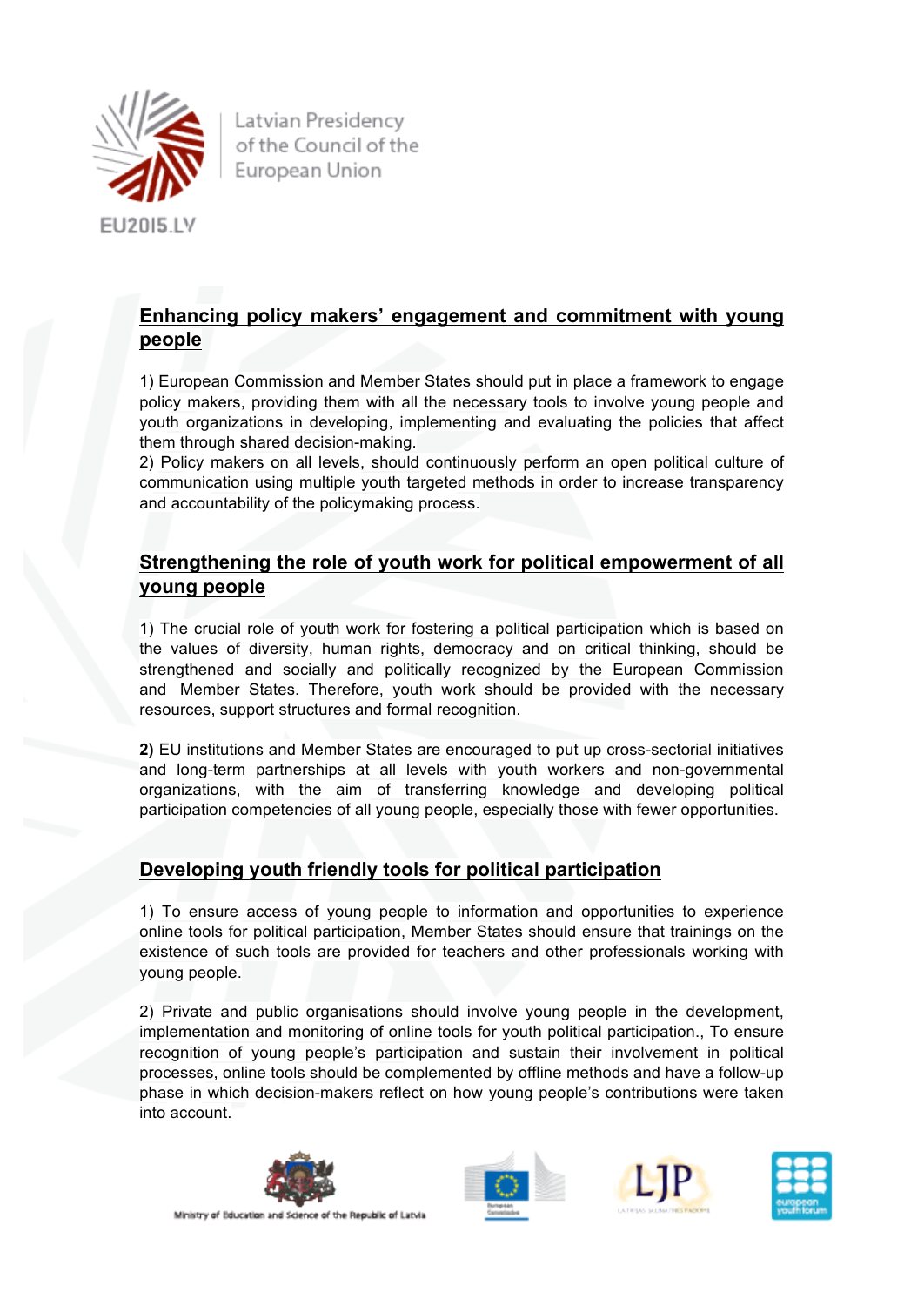## Enhancing policy makers' engagement and commitment with young people

1) European Commission and Member States should put in place a framework to engage policy makers, providing them with all the necessary tools to involve young people and youth organizations in developing, implementing and evaluating the policies that affect them through shared decision-making.
2) Policy makers on all levels, should continuously perform an open political culture of communication using multiple youth targeted methods in order to increase transparency and accountability of the policymaking process.

## Strengthening the role of youth work for political empowerment of all young people

1) The crucial role of youth work for fostering a political participation which is based on the values of diversity, human rights, democracy and on critical thinking, should be strengthened and socially and politically recognized by the European Commission and Member States. Therefore, youth work should be provided with the necessary resources, support structures and formal recognition.

**2)** EU institutions and Member States are encouraged to put up cross-sectorial initiatives and long-term partnerships at all levels with youth workers and non-governmental organizations, with the aim of transferring knowledge and developing political participation competencies of all young people, especially those with fewer opportunities.

## Developing youth friendly tools for political participation

1) To ensure access of young people to information and opportunities to experience online tools for political participation, Member States should ensure that trainings on the existence of such tools are provided for teachers and other professionals working with young people.

2) Private and public organisations should involve young people in the development, implementation and monitoring of online tools for youth political participation., To ensure recognition of young people's participation and sustain their involvement in political processes, online tools should be complemented by offline methods and have a follow-up phase in which decision-makers reflect on how young people's contributions were taken into account.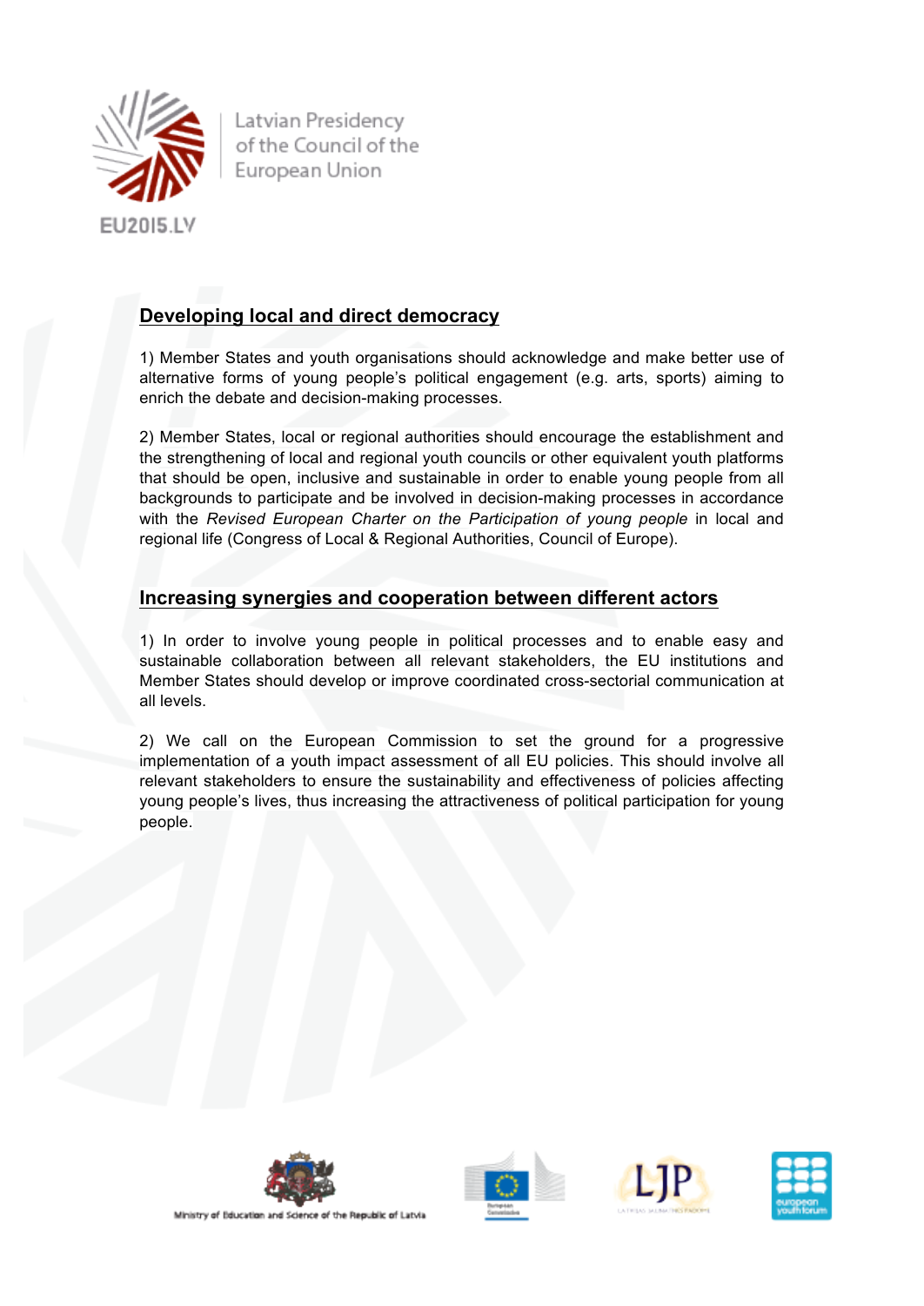## Developing local and direct democracy

1) Member States and youth organisations should acknowledge and make better use of alternative forms of young people's political engagement (e.g. arts, sports) aiming to enrich the debate and decision-making processes.

2) Member States, local or regional authorities should encourage the establishment and the strengthening of local and regional youth councils or other equivalent youth platforms that should be open, inclusive and sustainable in order to enable young people from all backgrounds to participate and be involved in decision-making processes in accordance with the *Revised European Charter on the Participation of young people* in local and regional life (Congress of Local & Regional Authorities, Council of Europe).

## Increasing synergies and cooperation between different actors

1) In order to involve young people in political processes and to enable easy and sustainable collaboration between all relevant stakeholders, the EU institutions and Member States should develop or improve coordinated cross-sectorial communication at all levels.

2) We call on the European Commission to set the ground for a progressive implementation of a youth impact assessment of all EU policies. This should involve all relevant stakeholders to ensure the sustainability and effectiveness of policies affecting young people's lives, thus increasing the attractiveness of political participation for young people.